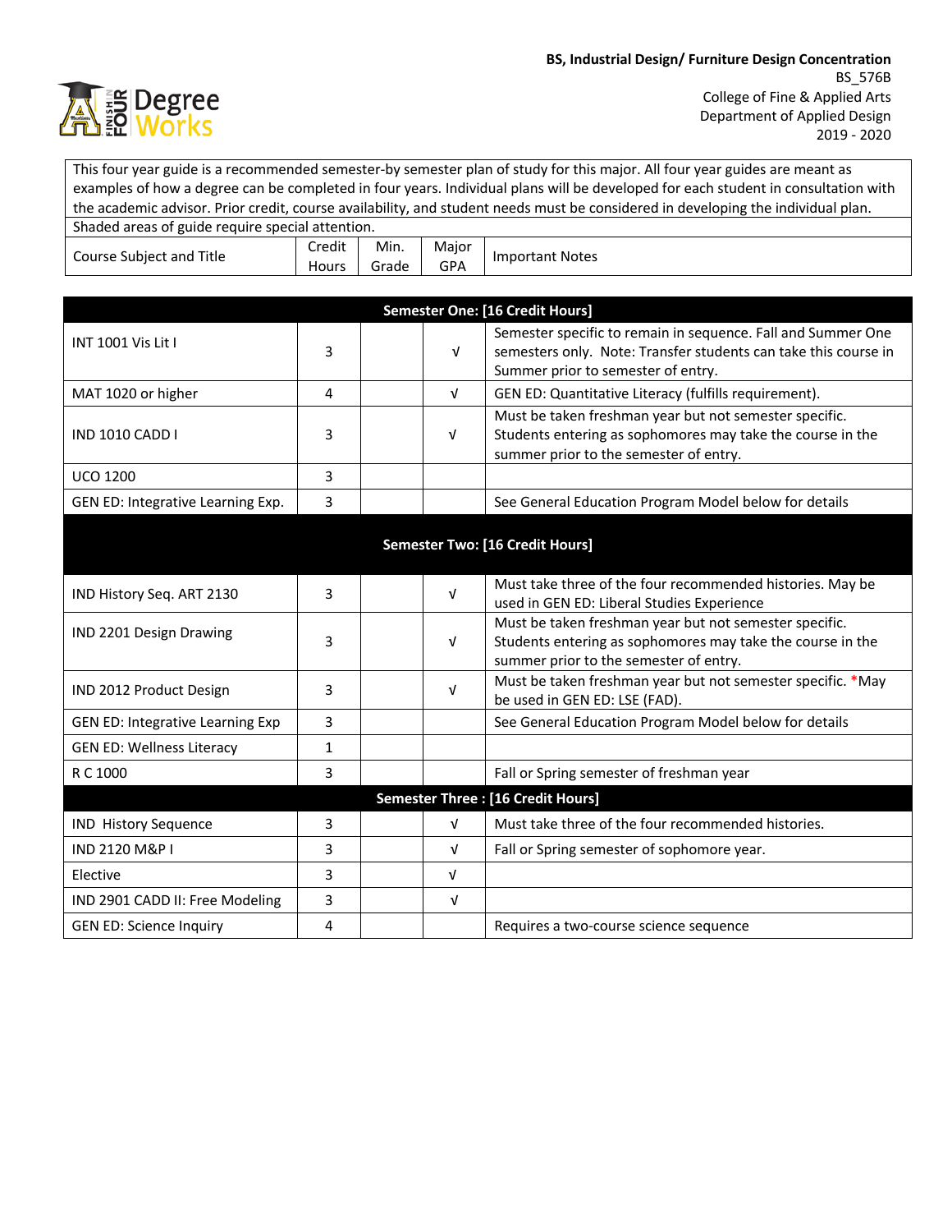**BS, Industrial Design/ Furniture Design Concentration**
BS_576B
College of Fine & Applied Arts
Department of Applied Design
2019 - 2020

This four year guide is a recommended semester-by semester plan of study for this major. All four year guides are meant as examples of how a degree can be completed in four years. Individual plans will be developed for each student in consultation with the academic advisor. Prior credit, course availability, and student needs must be considered in developing the individual plan.

Shaded areas of guide require special attention.

| Course Subject and Title | Credit Hours | Min. Grade | Major GPA | Important Notes |
|---|---|---|---|---|
| **Semester One: [16 Credit Hours]** | | | | |
| INT 1001 Vis Lit I | 3 | | √ | Semester specific to remain in sequence. Fall and Summer One semesters only. Note: Transfer students can take this course in Summer prior to semester of entry. |
| MAT 1020 or higher | 4 | | √ | GEN ED: Quantitative Literacy (fulfills requirement). |
| IND 1010 CADD I | 3 | | √ | Must be taken freshman year but not semester specific. Students entering as sophomores may take the course in the summer prior to the semester of entry. |
| UCO 1200 | 3 | | | |
| GEN ED: Integrative Learning Exp. | 3 | | | See General Education Program Model below for details |
| **Semester Two: [16 Credit Hours]** | | | | |
| IND History Seq. ART 2130 | 3 | | √ | Must take three of the four recommended histories. May be used in GEN ED: Liberal Studies Experience |
| IND 2201 Design Drawing | 3 | | √ | Must be taken freshman year but not semester specific. Students entering as sophomores may take the course in the summer prior to the semester of entry. |
| IND 2012 Product Design | 3 | | √ | Must be taken freshman year but not semester specific. *May be used in GEN ED: LSE (FAD). |
| GEN ED: Integrative Learning Exp | 3 | | | See General Education Program Model below for details |
| GEN ED: Wellness Literacy | 1 | | | |
| R C 1000 | 3 | | | Fall or Spring semester of freshman year |
| **Semester Three : [16 Credit Hours]** | | | | |
| IND History Sequence | 3 | | √ | Must take three of the four recommended histories. |
| IND 2120 M&P I | 3 | | √ | Fall or Spring semester of sophomore year. |
| Elective | 3 | | √ | |
| IND 2901 CADD II: Free Modeling | 3 | | √ | |
| GEN ED: Science Inquiry | 4 | | | Requires a two-course science sequence |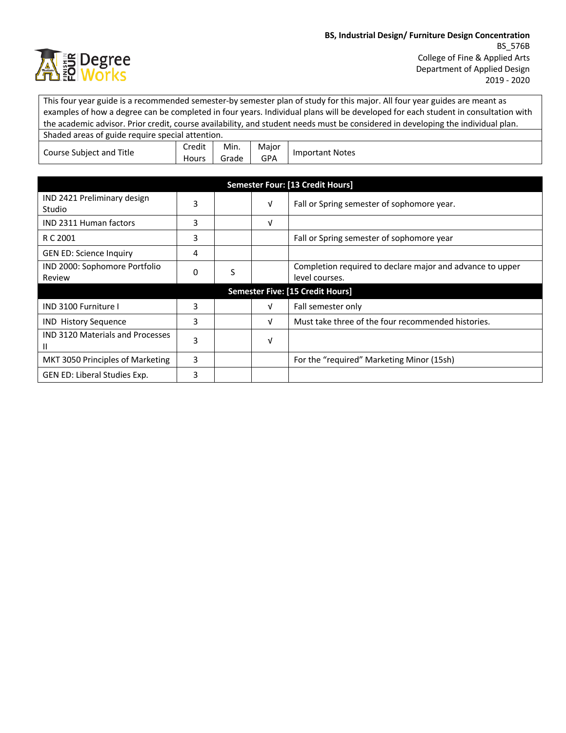**BS, Industrial Design/ Furniture Design Concentration**
BS_576B
College of Fine & Applied Arts
Department of Applied Design
2019 - 2020

This four year guide is a recommended semester-by semester plan of study for this major. All four year guides are meant as examples of how a degree can be completed in four years. Individual plans will be developed for each student in consultation with the academic advisor. Prior credit, course availability, and student needs must be considered in developing the individual plan.

Shaded areas of guide require special attention.

| Course Subject and Title | Credit Hours | Min. Grade | Major GPA | Important Notes |
|---|---|---|---|---|
| **Semester Four: [13 Credit Hours]** | | | | |
| IND 2421 Preliminary design Studio | 3 | | √ | Fall or Spring semester of sophomore year. |
| IND 2311 Human factors | 3 | | √ | |
| R C 2001 | 3 | | | Fall or Spring semester of sophomore year |
| GEN ED: Science Inquiry | 4 | | | |
| IND 2000: Sophomore Portfolio Review | 0 | S | | Completion required to declare major and advance to upper level courses. |
| **Semester Five: [15 Credit Hours]** | | | | |
| IND 3100 Furniture I | 3 | | √ | Fall semester only |
| IND History Sequence | 3 | | √ | Must take three of the four recommended histories. |
| IND 3120 Materials and Processes II | 3 | | √ | |
| MKT 3050 Principles of Marketing | 3 | | | For the "required" Marketing Minor (15sh) |
| GEN ED: Liberal Studies Exp. | 3 | | | |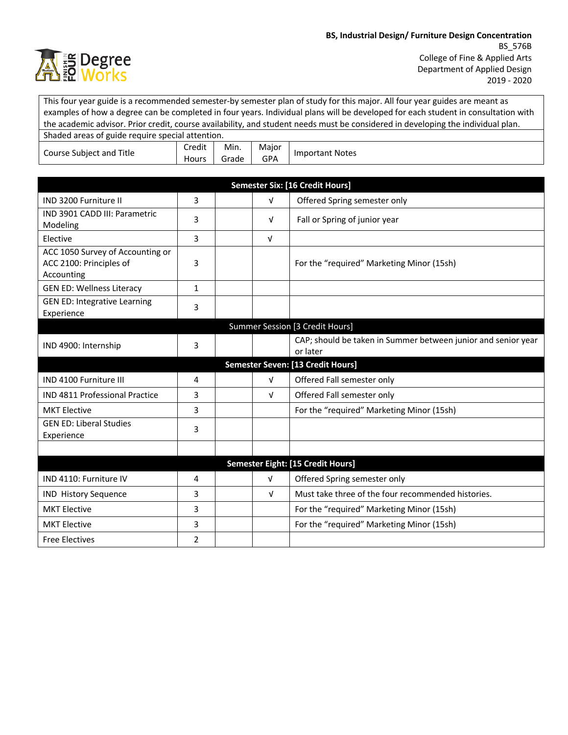**BS, Industrial Design/ Furniture Design Concentration**
BS_576B
College of Fine & Applied Arts
Department of Applied Design
2019 - 2020

| This four year guide is a recommended semester-by semester plan of study for this major. All four year guides are meant as examples of how a degree can be completed in four years. Individual plans will be developed for each student in consultation with the academic advisor. Prior credit, course availability, and student needs must be considered in developing the individual plan. | | | | |
|---|---|---|---|---|
| Shaded areas of guide require special attention. | | | | |
| Course Subject and Title | Credit Hours | Min. Grade | Major GPA | Important Notes |
| **Semester Six: [16 Credit Hours]** | | | | |
| IND 3200 Furniture II | 3 | | √ | Offered Spring semester only |
| IND 3901 CADD III: Parametric Modeling | 3 | | √ | Fall or Spring of junior year |
| Elective | 3 | | √ | |
| ACC 1050 Survey of Accounting or ACC 2100: Principles of Accounting | 3 | | | For the “required” Marketing Minor (15sh) |
| GEN ED: Wellness Literacy | 1 | | | |
| GEN ED: Integrative Learning Experience | 3 | | | |
| Summer Session [3 Credit Hours] | | | | |
| IND 4900: Internship | 3 | | | CAP; should be taken in Summer between junior and senior year or later |
| **Semester Seven: [13 Credit Hours]** | | | | |
| IND 4100 Furniture III | 4 | | √ | Offered Fall semester only |
| IND 4811 Professional Practice | 3 | | √ | Offered Fall semester only |
| MKT Elective | 3 | | | For the “required” Marketing Minor (15sh) |
| GEN ED: Liberal Studies Experience | 3 | | | |
| | | | | |
| **Semester Eight: [15 Credit Hours]** | | | | |
| IND 4110: Furniture IV | 4 | | √ | Offered Spring semester only |
| IND History Sequence | 3 | | √ | Must take three of the four recommended histories. |
| MKT Elective | 3 | | | For the “required” Marketing Minor (15sh) |
| MKT Elective | 3 | | | For the “required” Marketing Minor (15sh) |
| Free Electives | 2 | | | |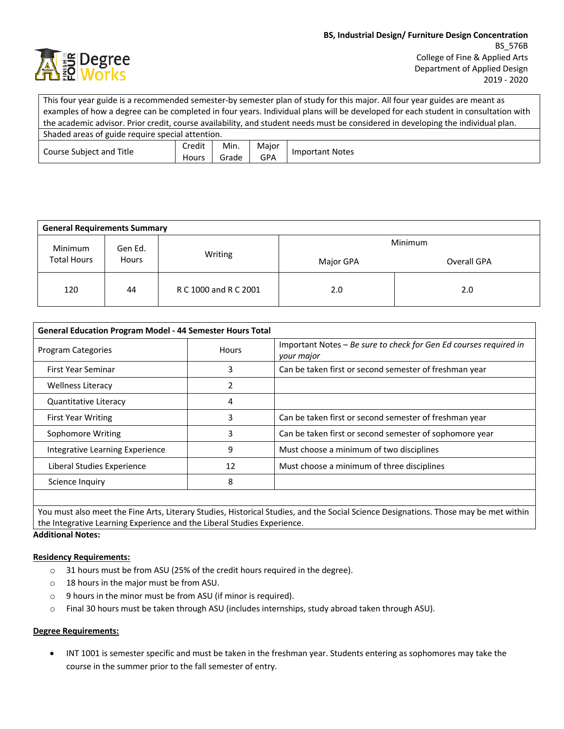**BS, Industrial Design/ Furniture Design Concentration**
BS_576B
College of Fine & Applied Arts
Department of Applied Design
2019 - 2020

| This four year guide is a recommended semester-by semester plan of study for this major. All four year guides are meant as examples of how a degree can be completed in four years. Individual plans will be developed for each student in consultation with the academic advisor. Prior credit, course availability, and student needs must be considered in developing the individual plan. | | | | |
|---|---|---|---|---|
| Shaded areas of guide require special attention. | | | | |
| Course Subject and Title | Credit Hours | Min. Grade | Major GPA | Important Notes |

| General Requirements Summary | | | | |
|---|---|---|---|---|
| Minimum Total Hours | Gen Ed. Hours | Writing | Minimum | |
| | | | Major GPA | Overall GPA |
| 120 | 44 | R C 1000 and R C 2001 | 2.0 | 2.0 |

| General Education Program Model - 44 Semester Hours Total | | |
|---|---|---|
| Program Categories | Hours | Important Notes – *Be sure to check for Gen Ed courses required in your major* |
| First Year Seminar | 3 | Can be taken first or second semester of freshman year |
| Wellness Literacy | 2 | |
| Quantitative Literacy | 4 | |
| First Year Writing | 3 | Can be taken first or second semester of freshman year |
| Sophomore Writing | 3 | Can be taken first or second semester of sophomore year |
| Integrative Learning Experience | 9 | Must choose a minimum of two disciplines |
| Liberal Studies Experience | 12 | Must choose a minimum of three disciplines |
| Science Inquiry | 8 | |
| | | |
| You must also meet the Fine Arts, Literary Studies, Historical Studies, and the Social Science Designations. Those may be met within the Integrative Learning Experience and the Liberal Studies Experience. | | |

**Additional Notes:**

**Residency Requirements:**

- 31 hours must be from ASU (25% of the credit hours required in the degree).
- 18 hours in the major must be from ASU.
- 9 hours in the minor must be from ASU (if minor is required).
- Final 30 hours must be taken through ASU (includes internships, study abroad taken through ASU).

**Degree Requirements:**

- INT 1001 is semester specific and must be taken in the freshman year. Students entering as sophomores may take the course in the summer prior to the fall semester of entry.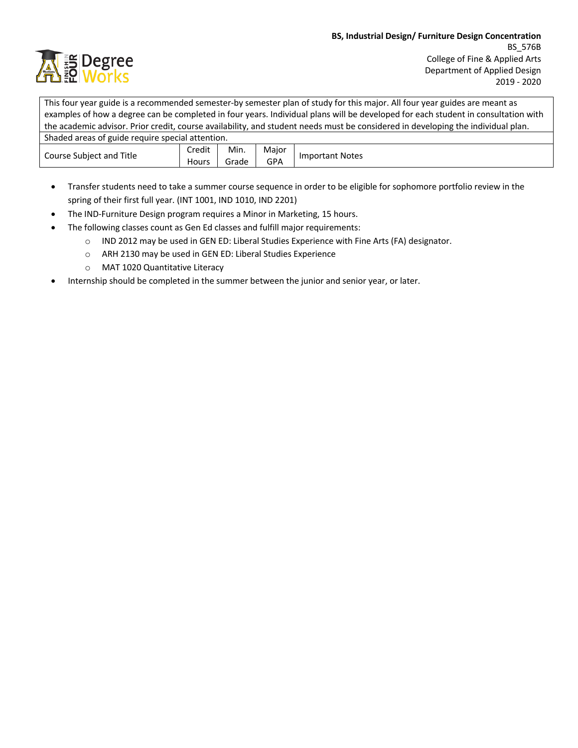**BS, Industrial Design/ Furniture Design Concentration**
BS_576B
College of Fine & Applied Arts
Department of Applied Design
2019 - 2020

| | | | | |
|---|---|---|---|---|
| This four year guide is a recommended semester-by semester plan of study for this major. All four year guides are meant as examples of how a degree can be completed in four years. Individual plans will be developed for each student in consultation with the academic advisor. Prior credit, course availability, and student needs must be considered in developing the individual plan. | | | | |
| Shaded areas of guide require special attention. | | | | |
| Course Subject and Title | Credit Hours | Min. Grade | Major GPA | Important Notes |

- Transfer students need to take a summer course sequence in order to be eligible for sophomore portfolio review in the spring of their first full year. (INT 1001, IND 1010, IND 2201)
- The IND-Furniture Design program requires a Minor in Marketing, 15 hours.
- The following classes count as Gen Ed classes and fulfill major requirements:
  - IND 2012 may be used in GEN ED: Liberal Studies Experience with Fine Arts (FA) designator.
  - ARH 2130 may be used in GEN ED: Liberal Studies Experience
  - MAT 1020 Quantitative Literacy
- Internship should be completed in the summer between the junior and senior year, or later.